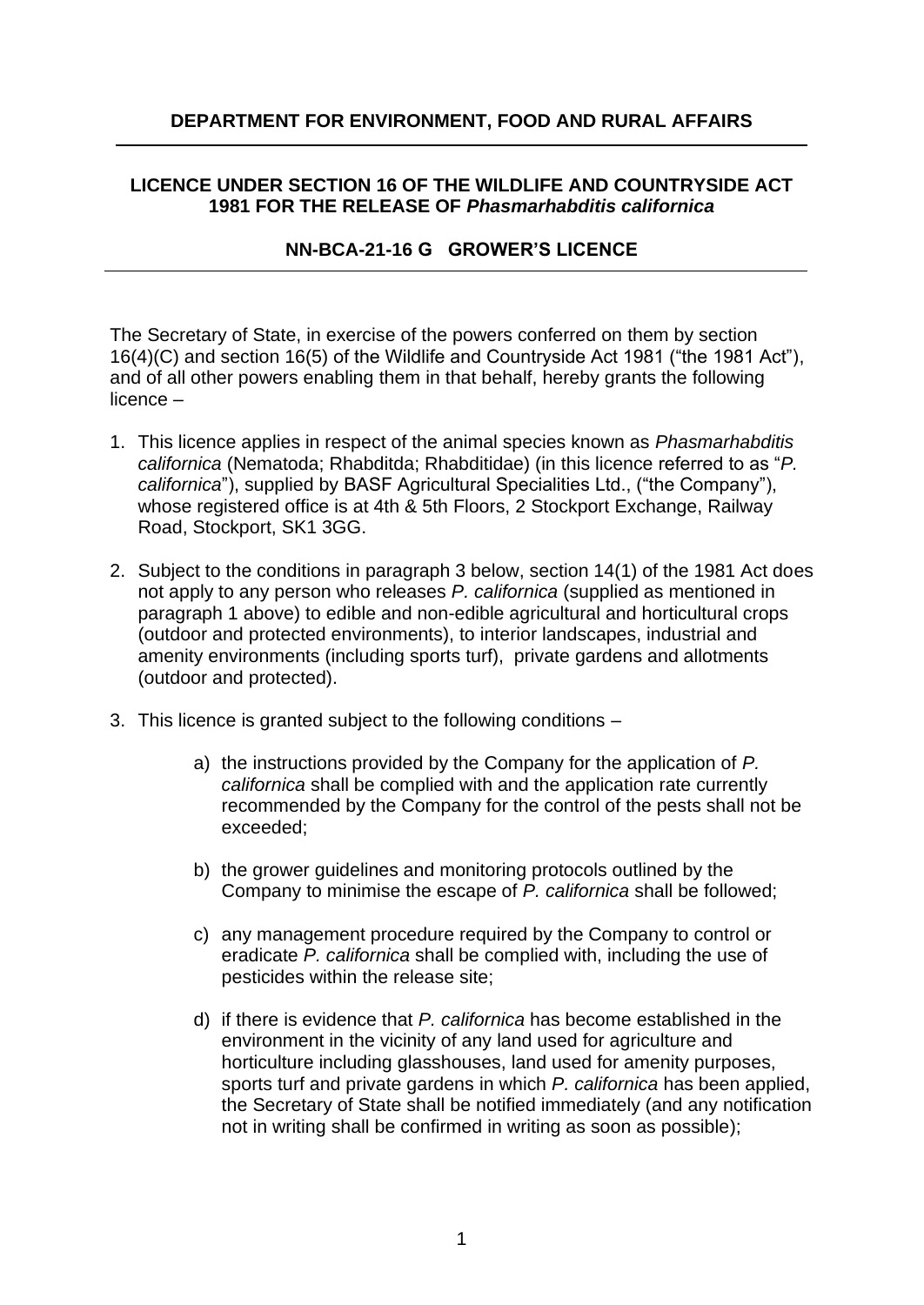## DEPARTMENT FOR ENVIRONMENT, FOOD AND RURAL AFFAIRS

### LICENCE UNDER SECTION 16 OF THE WILDLIFE AND COUNTRYSIDE ACT 1981 FOR THE RELEASE OF *Phasmarhabditis californica*

### NN-BCA-21-16 G GROWER'S LICENCE

The Secretary of State, in exercise of the powers conferred on them by section 16(4)(C) and section 16(5) of the Wildlife and Countryside Act 1981 ("the 1981 Act"), and of all other powers enabling them in that behalf, hereby grants the following licence –

1. This licence applies in respect of the animal species known as *Phasmarhabditis californica* (Nematoda; Rhabditda; Rhabditidae) (in this licence referred to as "*P. californica*"), supplied by BASF Agricultural Specialities Ltd., ("the Company"), whose registered office is at 4th & 5th Floors, 2 Stockport Exchange, Railway Road, Stockport, SK1 3GG.

2. Subject to the conditions in paragraph 3 below, section 14(1) of the 1981 Act does not apply to any person who releases *P. californica* (supplied as mentioned in paragraph 1 above) to edible and non-edible agricultural and horticultural crops (outdoor and protected environments), to interior landscapes, industrial and amenity environments (including sports turf), private gardens and allotments (outdoor and protected).

3. This licence is granted subject to the following conditions –

    a) the instructions provided by the Company for the application of *P. californica* shall be complied with and the application rate currently recommended by the Company for the control of the pests shall not be exceeded;

    b) the grower guidelines and monitoring protocols outlined by the Company to minimise the escape of *P. californica* shall be followed;

    c) any management procedure required by the Company to control or eradicate *P. californica* shall be complied with, including the use of pesticides within the release site;

    d) if there is evidence that *P. californica* has become established in the environment in the vicinity of any land used for agriculture and horticulture including glasshouses, land used for amenity purposes, sports turf and private gardens in which *P. californica* has been applied, the Secretary of State shall be notified immediately (and any notification not in writing shall be confirmed in writing as soon as possible);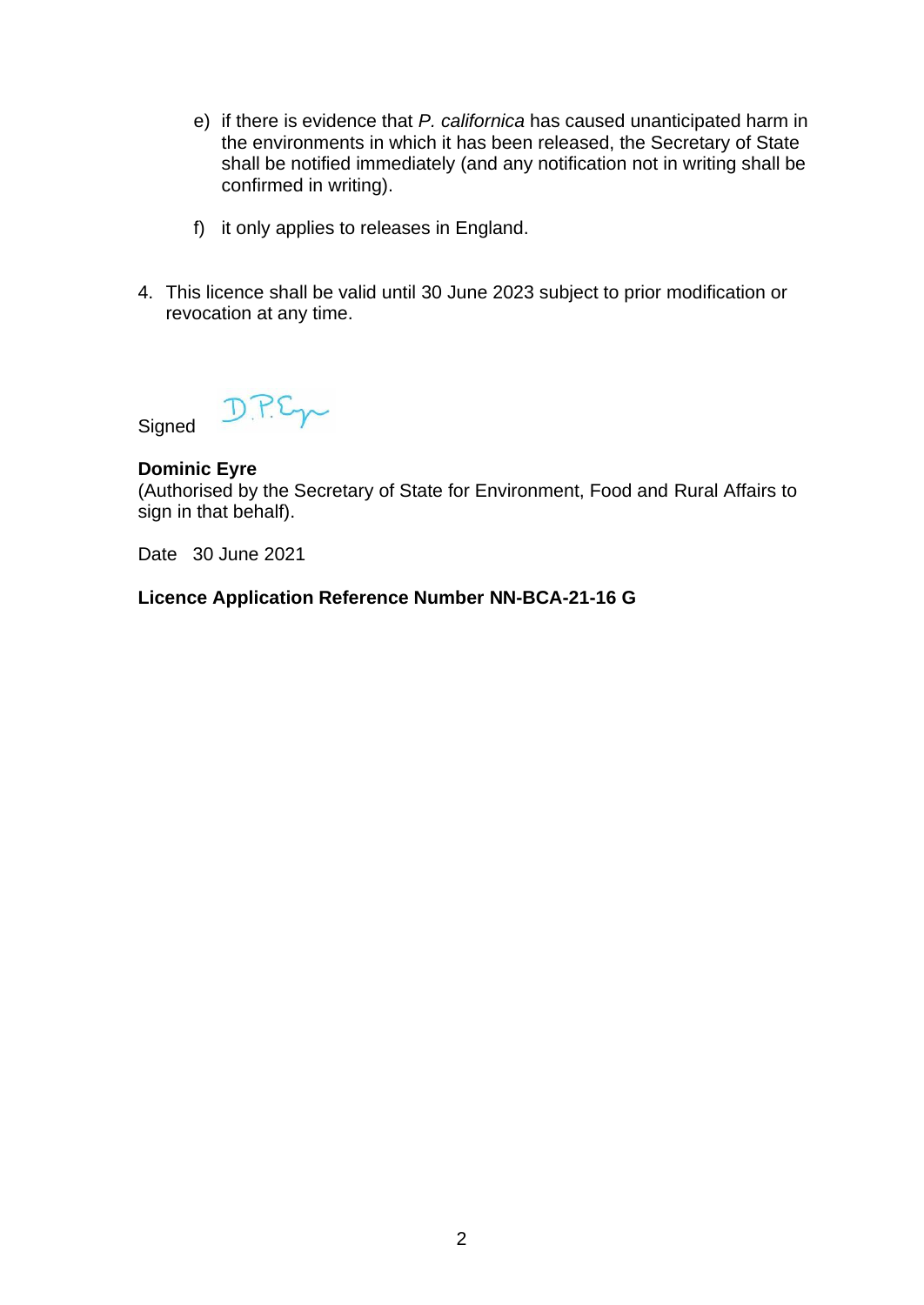e) if there is evidence that *P. californica* has caused unanticipated harm in the environments in which it has been released, the Secretary of State shall be notified immediately (and any notification not in writing shall be confirmed in writing).

f) it only applies to releases in England.

4. This licence shall be valid until 30 June 2023 subject to prior modification or revocation at any time.

Signed D.P.Eyre

**Dominic Eyre**
(Authorised by the Secretary of State for Environment, Food and Rural Affairs to sign in that behalf).

Date 30 June 2021

**Licence Application Reference Number NN-BCA-21-16 G**